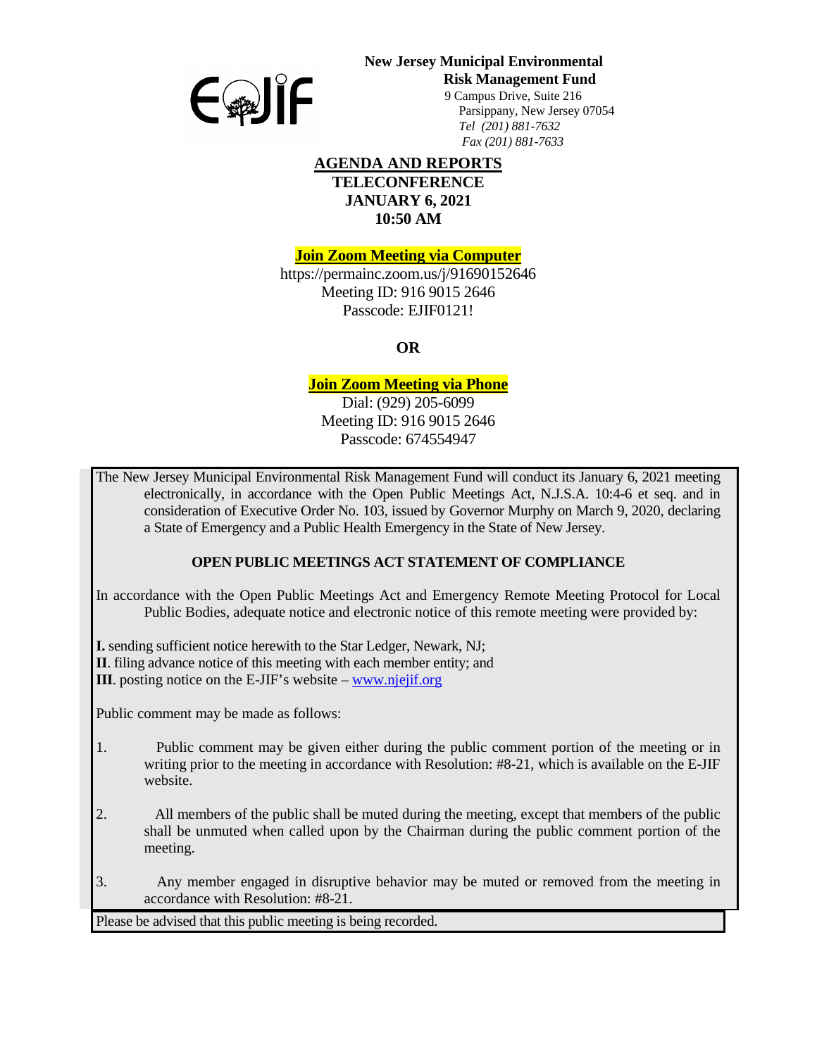**New Jersey Municipal Environmental Risk Management Fund**

9 Campus Drive, Suite 216
Parsippany, New Jersey 07054
*Tel (201) 881-7632*
*Fax (201) 881-7633*

# AGENDA AND REPORTS

## TELECONFERENCE
## JANUARY 6, 2021
## 10:50 AM

**Join Zoom Meeting via Computer**

https://permainc.zoom.us/j/91690152646
Meeting ID: 916 9015 2646
Passcode: EJIF0121!

**OR**

**Join Zoom Meeting via Phone**

Dial: (929) 205-6099
Meeting ID: 916 9015 2646
Passcode: 674554947

The New Jersey Municipal Environmental Risk Management Fund will conduct its January 6, 2021 meeting electronically, in accordance with the Open Public Meetings Act, N.J.S.A. 10:4-6 et seq. and in consideration of Executive Order No. 103, issued by Governor Murphy on March 9, 2020, declaring a State of Emergency and a Public Health Emergency in the State of New Jersey.

### OPEN PUBLIC MEETINGS ACT STATEMENT OF COMPLIANCE

In accordance with the Open Public Meetings Act and Emergency Remote Meeting Protocol for Local Public Bodies, adequate notice and electronic notice of this remote meeting were provided by:

**I.** sending sufficient notice herewith to the Star Ledger, Newark, NJ;
**II**. filing advance notice of this meeting with each member entity; and
**III**. posting notice on the E-JIF's website – www.njejif.org

Public comment may be made as follows:

1. Public comment may be given either during the public comment portion of the meeting or in writing prior to the meeting in accordance with Resolution: #8-21, which is available on the E-JIF website.

2. All members of the public shall be muted during the meeting, except that members of the public shall be unmuted when called upon by the Chairman during the public comment portion of the meeting.

3. Any member engaged in disruptive behavior may be muted or removed from the meeting in accordance with Resolution: #8-21.

Please be advised that this public meeting is being recorded.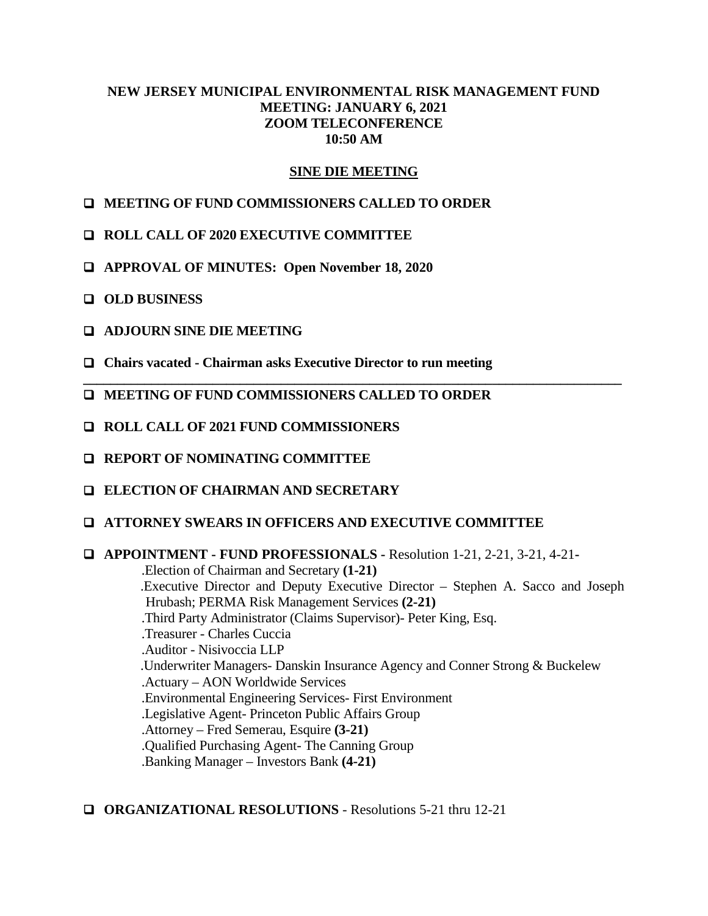**NEW JERSEY MUNICIPAL ENVIRONMENTAL RISK MANAGEMENT FUND**
**MEETING: JANUARY 6, 2021**
**ZOOM TELECONFERENCE**
**10:50 AM**

**SINE DIE MEETING**

- ❑ **MEETING OF FUND COMMISSIONERS CALLED TO ORDER**
- ❑ **ROLL CALL OF 2020 EXECUTIVE COMMITTEE**
- ❑ **APPROVAL OF MINUTES: Open November 18, 2020**
- ❑ **OLD BUSINESS**
- ❑ **ADJOURN SINE DIE MEETING**
- ❑ **Chairs vacated - Chairman asks Executive Director to run meeting**

---

- ❑ **MEETING OF FUND COMMISSIONERS CALLED TO ORDER**
- ❑ **ROLL CALL OF 2021 FUND COMMISSIONERS**
- ❑ **REPORT OF NOMINATING COMMITTEE**
- ❑ **ELECTION OF CHAIRMAN AND SECRETARY**
- ❑ **ATTORNEY SWEARS IN OFFICERS AND EXECUTIVE COMMITTEE**
- ❑ **APPOINTMENT - FUND PROFESSIONALS** - Resolution 1-21, 2-21, 3-21, 4-21-
  - .Election of Chairman and Secretary **(1-21)**
  - .Executive Director and Deputy Executive Director – Stephen A. Sacco and Joseph Hrubash; PERMA Risk Management Services **(2-21)**
  - .Third Party Administrator (Claims Supervisor)- Peter King, Esq.
  - .Treasurer - Charles Cuccia
  - .Auditor - Nisivoccia LLP
  - .Underwriter Managers- Danskin Insurance Agency and Conner Strong & Buckelew
  - .Actuary – AON Worldwide Services
  - .Environmental Engineering Services- First Environment
  - .Legislative Agent- Princeton Public Affairs Group
  - .Attorney – Fred Semerau, Esquire **(3-21)**
  - .Qualified Purchasing Agent- The Canning Group
  - .Banking Manager – Investors Bank **(4-21)**
- ❑ **ORGANIZATIONAL RESOLUTIONS** - Resolutions 5-21 thru 12-21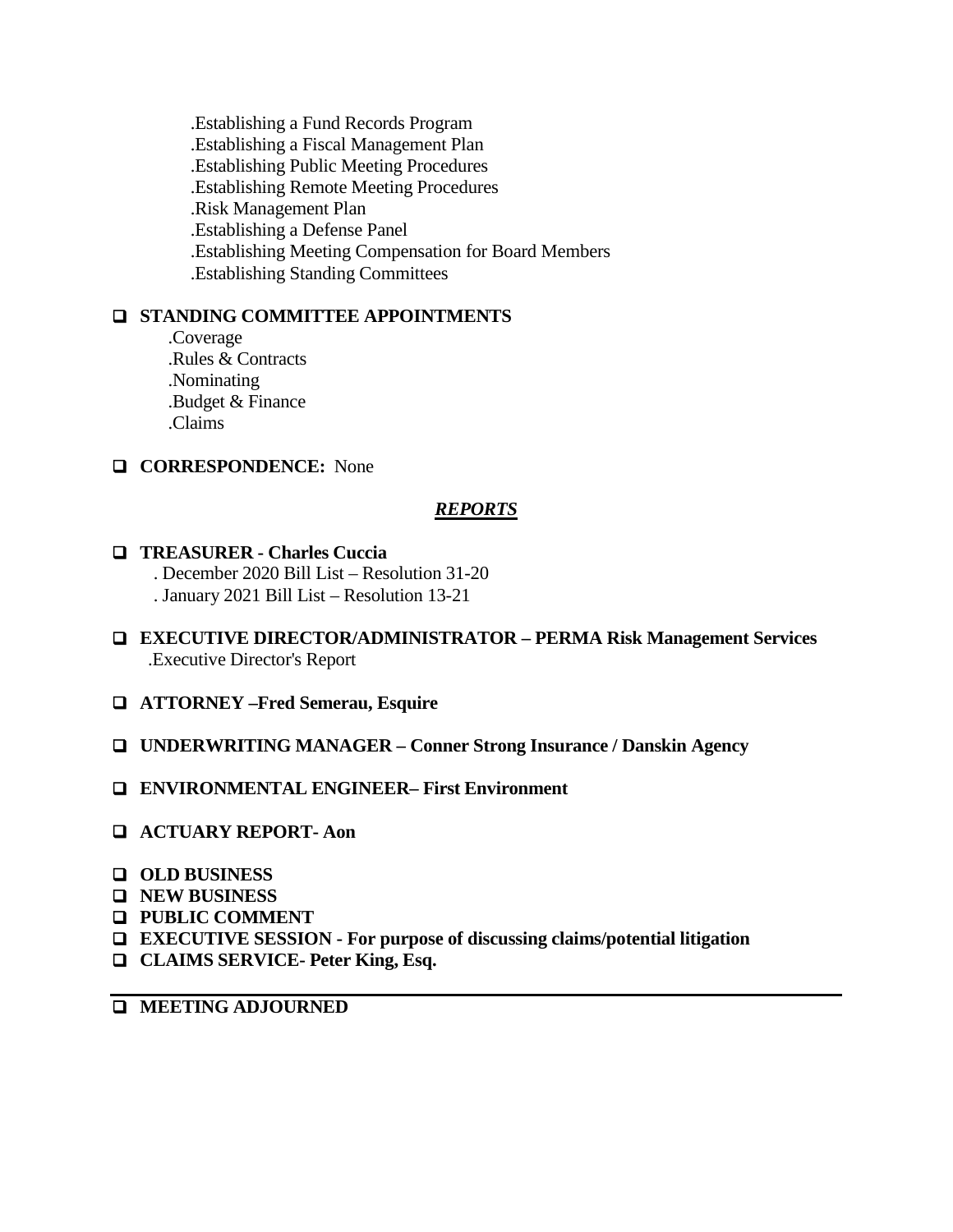.Establishing a Fund Records Program
.Establishing a Fiscal Management Plan
.Establishing Public Meeting Procedures
.Establishing Remote Meeting Procedures
.Risk Management Plan
.Establishing a Defense Panel
.Establishing Meeting Compensation for Board Members
.Establishing Standing Committees

- **STANDING COMMITTEE APPOINTMENTS**
  .Coverage
  .Rules & Contracts
  .Nominating
  .Budget & Finance
  .Claims

- **CORRESPONDENCE:** None

## ***REPORTS***

- **TREASURER - Charles Cuccia**
  . December 2020 Bill List – Resolution 31-20
  . January 2021 Bill List – Resolution 13-21

- **EXECUTIVE DIRECTOR/ADMINISTRATOR – PERMA Risk Management Services**
  .Executive Director's Report

- **ATTORNEY –Fred Semerau, Esquire**

- **UNDERWRITING MANAGER – Conner Strong Insurance / Danskin Agency**

- **ENVIRONMENTAL ENGINEER– First Environment**

- **ACTUARY REPORT- Aon**

- **OLD BUSINESS**
- **NEW BUSINESS**
- **PUBLIC COMMENT**
- **EXECUTIVE SESSION - For purpose of discussing claims/potential litigation**
- **CLAIMS SERVICE- Peter King, Esq.**

---

- **MEETING ADJOURNED**